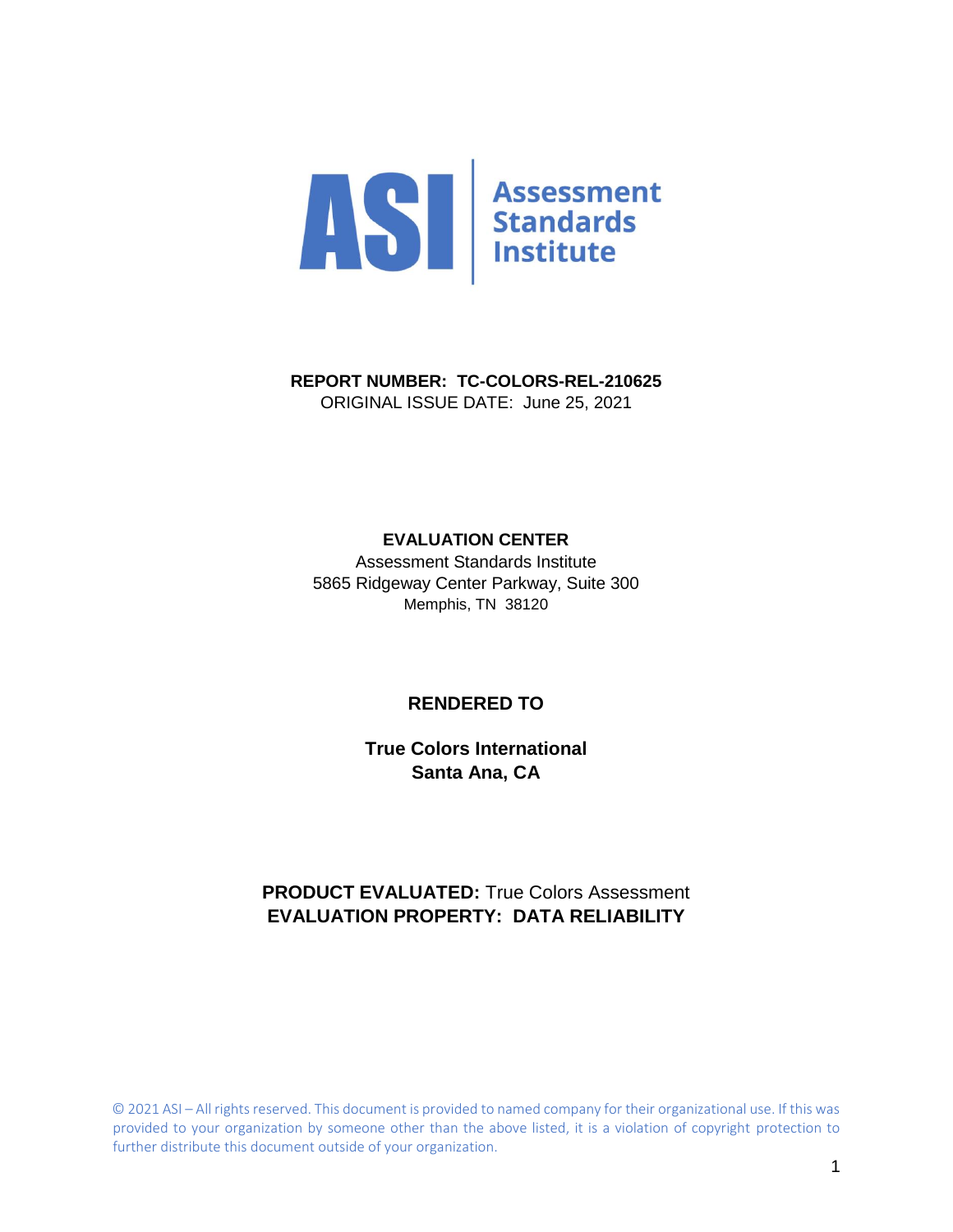**ASI** | Assessment Standards Institute

**REPORT NUMBER: TC-COLORS-REL-210625**
ORIGINAL ISSUE DATE: June 25, 2021

**EVALUATION CENTER**
Assessment Standards Institute
5865 Ridgeway Center Parkway, Suite 300
Memphis, TN 38120

**RENDERED TO**

**True Colors International**
**Santa Ana, CA**

**PRODUCT EVALUATED:** True Colors Assessment
**EVALUATION PROPERTY: DATA RELIABILITY**

© 2021 ASI – All rights reserved. This document is provided to named company for their organizational use. If this was provided to your organization by someone other than the above listed, it is a violation of copyright protection to further distribute this document outside of your organization.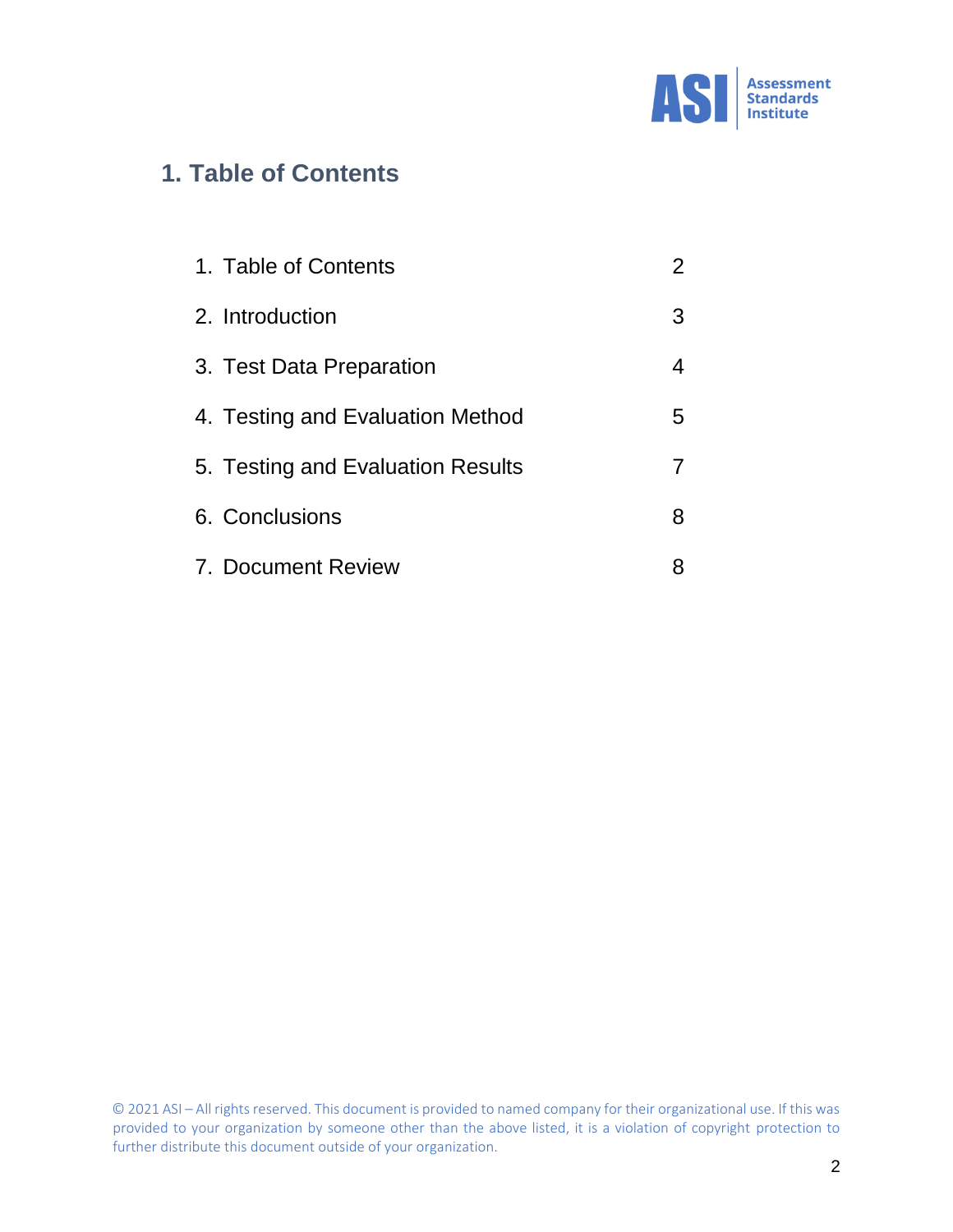## 1. Table of Contents

| | |
|---|---|
| 1. Table of Contents | 2 |
| 2. Introduction | 3 |
| 3. Test Data Preparation | 4 |
| 4. Testing and Evaluation Method | 5 |
| 5. Testing and Evaluation Results | 7 |
| 6. Conclusions | 8 |
| 7. Document Review | 8 |

© 2021 ASI – All rights reserved. This document is provided to named company for their organizational use. If this was provided to your organization by someone other than the above listed, it is a violation of copyright protection to further distribute this document outside of your organization.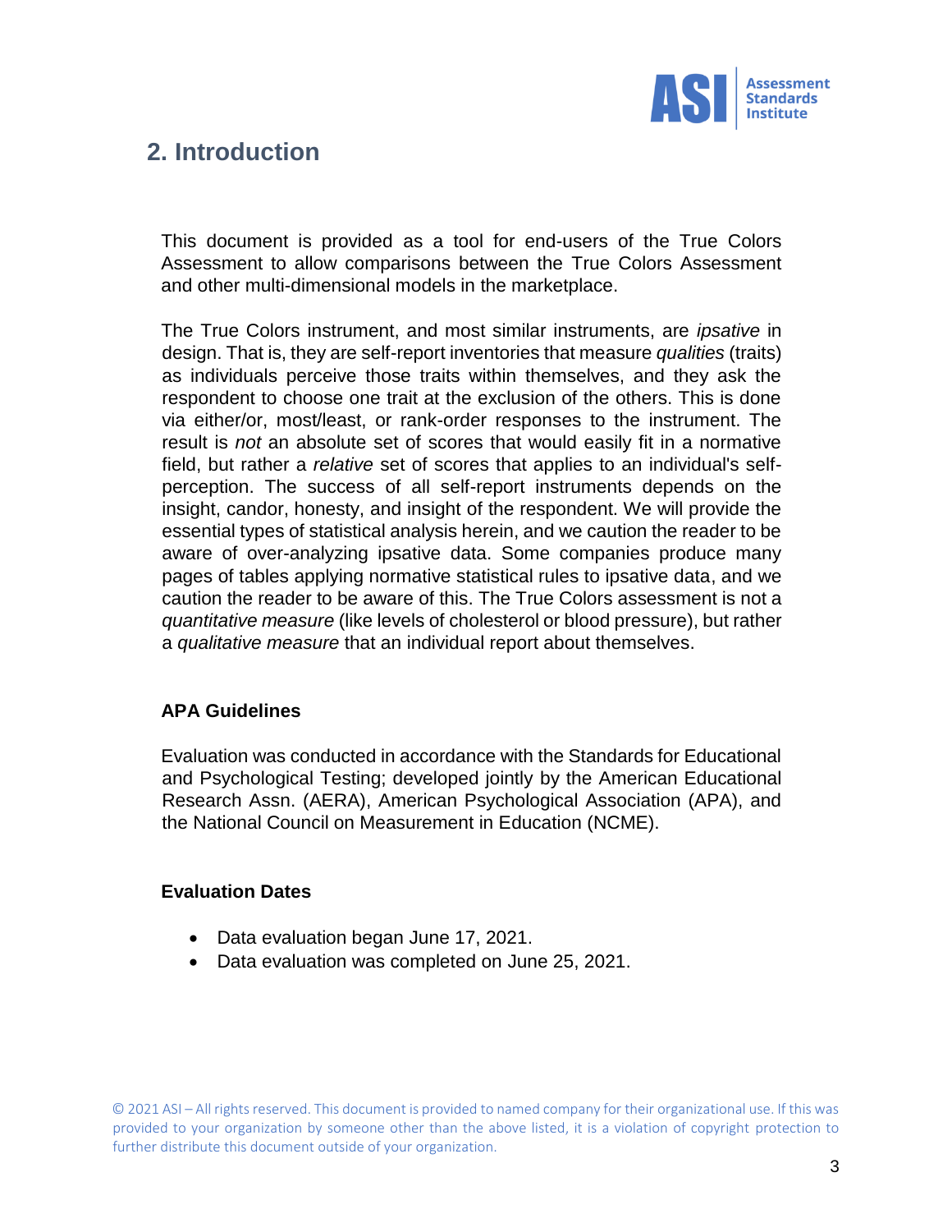## 2. Introduction

This document is provided as a tool for end-users of the True Colors Assessment to allow comparisons between the True Colors Assessment and other multi-dimensional models in the marketplace.

The True Colors instrument, and most similar instruments, are *ipsative* in design. That is, they are self-report inventories that measure *qualities* (traits) as individuals perceive those traits within themselves, and they ask the respondent to choose one trait at the exclusion of the others. This is done via either/or, most/least, or rank-order responses to the instrument. The result is *not* an absolute set of scores that would easily fit in a normative field, but rather a *relative* set of scores that applies to an individual's self-perception. The success of all self-report instruments depends on the insight, candor, honesty, and insight of the respondent. We will provide the essential types of statistical analysis herein, and we caution the reader to be aware of over-analyzing ipsative data. Some companies produce many pages of tables applying normative statistical rules to ipsative data, and we caution the reader to be aware of this. The True Colors assessment is not a *quantitative measure* (like levels of cholesterol or blood pressure), but rather a *qualitative measure* that an individual report about themselves.

### APA Guidelines

Evaluation was conducted in accordance with the Standards for Educational and Psychological Testing; developed jointly by the American Educational Research Assn. (AERA), American Psychological Association (APA), and the National Council on Measurement in Education (NCME).

### Evaluation Dates

- Data evaluation began June 17, 2021.
- Data evaluation was completed on June 25, 2021.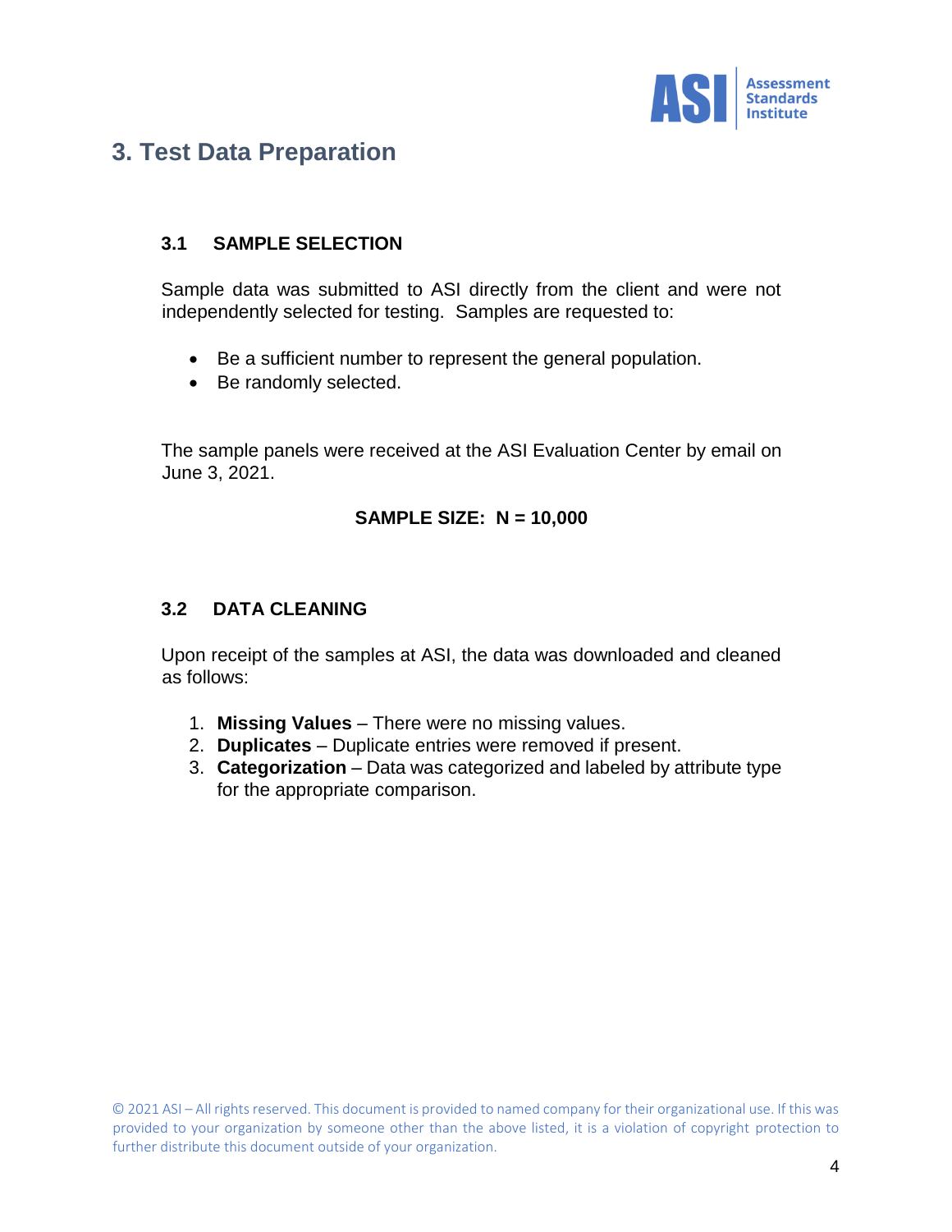## 3. Test Data Preparation

### 3.1 SAMPLE SELECTION

Sample data was submitted to ASI directly from the client and were not independently selected for testing. Samples are requested to:

- Be a sufficient number to represent the general population.
- Be randomly selected.

The sample panels were received at the ASI Evaluation Center by email on June 3, 2021.

**SAMPLE SIZE: N = 10,000**

### 3.2 DATA CLEANING

Upon receipt of the samples at ASI, the data was downloaded and cleaned as follows:

1. **Missing Values** – There were no missing values.
2. **Duplicates** – Duplicate entries were removed if present.
3. **Categorization** – Data was categorized and labeled by attribute type for the appropriate comparison.

© 2021 ASI – All rights reserved. This document is provided to named company for their organizational use. If this was provided to your organization by someone other than the above listed, it is a violation of copyright protection to further distribute this document outside of your organization.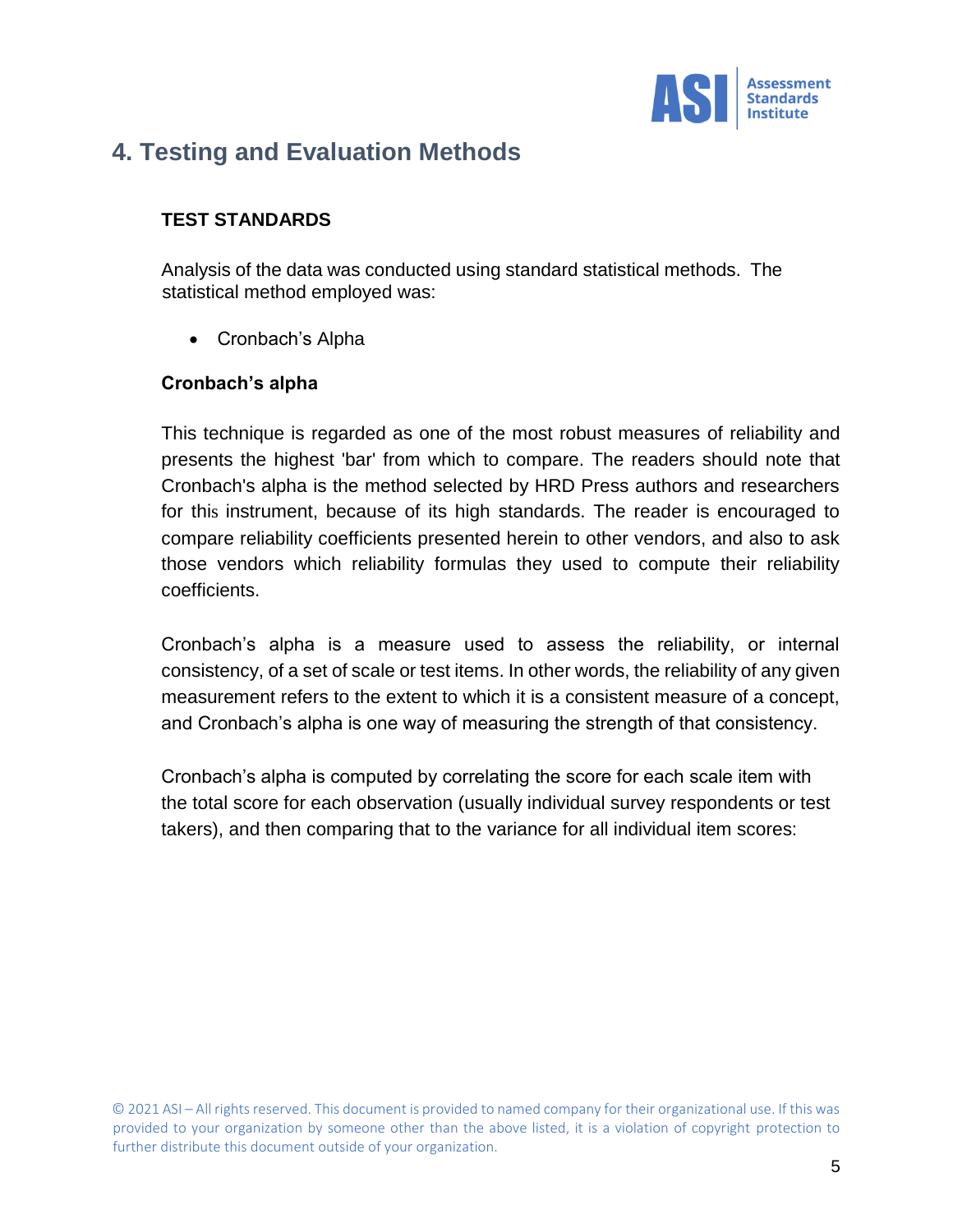## 4. Testing and Evaluation Methods

### TEST STANDARDS

Analysis of the data was conducted using standard statistical methods. The statistical method employed was:

- Cronbach's Alpha

### Cronbach's alpha

This technique is regarded as one of the most robust measures of reliability and presents the highest 'bar' from which to compare. The readers should note that Cronbach's alpha is the method selected by HRD Press authors and researchers for this instrument, because of its high standards. The reader is encouraged to compare reliability coefficients presented herein to other vendors, and also to ask those vendors which reliability formulas they used to compute their reliability coefficients.

Cronbach's alpha is a measure used to assess the reliability, or internal consistency, of a set of scale or test items. In other words, the reliability of any given measurement refers to the extent to which it is a consistent measure of a concept, and Cronbach's alpha is one way of measuring the strength of that consistency.

Cronbach's alpha is computed by correlating the score for each scale item with the total score for each observation (usually individual survey respondents or test takers), and then comparing that to the variance for all individual item scores: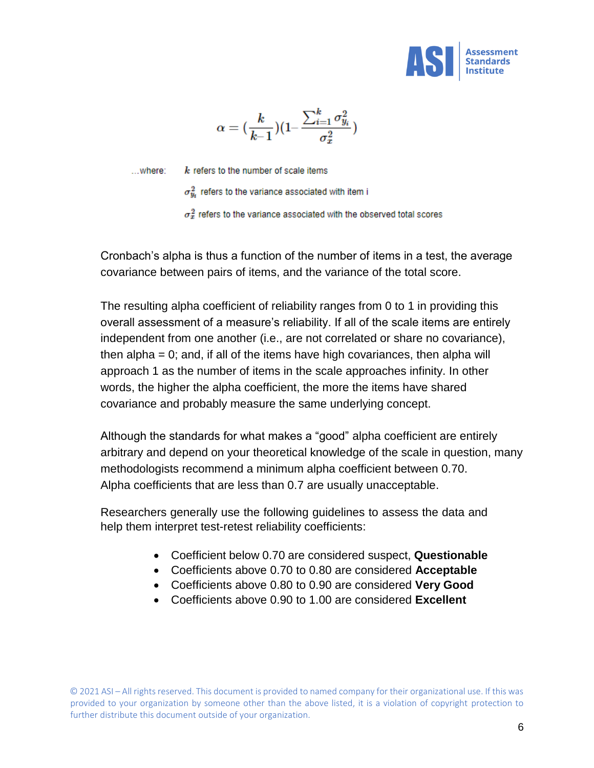$$\alpha = \left(\frac{k}{k-1}\right)\left(1 - \frac{\sum_{i=1}^{k} \sigma_{y_i}^2}{\sigma_x^2}\right)$$

...where: $k$ refers to the number of scale items

$\sigma_{y_i}^2$ refers to the variance associated with item i

$\sigma_x^2$ refers to the variance associated with the observed total scores

Cronbach's alpha is thus a function of the number of items in a test, the average covariance between pairs of items, and the variance of the total score.

The resulting alpha coefficient of reliability ranges from 0 to 1 in providing this overall assessment of a measure's reliability. If all of the scale items are entirely independent from one another (i.e., are not correlated or share no covariance), then alpha = 0; and, if all of the items have high covariances, then alpha will approach 1 as the number of items in the scale approaches infinity. In other words, the higher the alpha coefficient, the more the items have shared covariance and probably measure the same underlying concept.

Although the standards for what makes a "good" alpha coefficient are entirely arbitrary and depend on your theoretical knowledge of the scale in question, many methodologists recommend a minimum alpha coefficient between 0.70. Alpha coefficients that are less than 0.7 are usually unacceptable.

Researchers generally use the following guidelines to assess the data and help them interpret test-retest reliability coefficients:

- Coefficient below 0.70 are considered suspect, **Questionable**
- Coefficients above 0.70 to 0.80 are considered **Acceptable**
- Coefficients above 0.80 to 0.90 are considered **Very Good**
- Coefficients above 0.90 to 1.00 are considered **Excellent**

© 2021 ASI – All rights reserved. This document is provided to named company for their organizational use. If this was provided to your organization by someone other than the above listed, it is a violation of copyright protection to further distribute this document outside of your organization.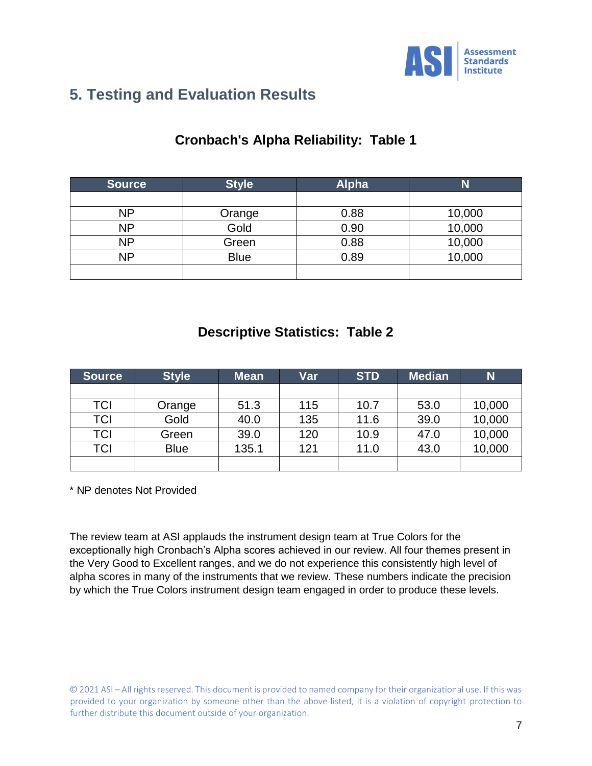## 5. Testing and Evaluation Results

### Cronbach's Alpha Reliability: Table 1

| Source | Style | Alpha | N |
|---|---|---|---|
| | | | |
| NP | Orange | 0.88 | 10,000 |
| NP | Gold | 0.90 | 10,000 |
| NP | Green | 0.88 | 10,000 |
| NP | Blue | 0.89 | 10,000 |
| | | | |

### Descriptive Statistics: Table 2

| Source | Style | Mean | Var | STD | Median | N |
|---|---|---|---|---|---|---|
| | | | | | | |
| TCI | Orange | 51.3 | 115 | 10.7 | 53.0 | 10,000 |
| TCI | Gold | 40.0 | 135 | 11.6 | 39.0 | 10,000 |
| TCI | Green | 39.0 | 120 | 10.9 | 47.0 | 10,000 |
| TCI | Blue | 135.1 | 121 | 11.0 | 43.0 | 10,000 |
| | | | | | | |

\* NP denotes Not Provided

The review team at ASI applauds the instrument design team at True Colors for the exceptionally high Cronbach's Alpha scores achieved in our review. All four themes present in the Very Good to Excellent ranges, and we do not experience this consistently high level of alpha scores in many of the instruments that we review. These numbers indicate the precision by which the True Colors instrument design team engaged in order to produce these levels.

© 2021 ASI – All rights reserved. This document is provided to named company for their organizational use. If this was provided to your organization by someone other than the above listed, it is a violation of copyright protection to further distribute this document outside of your organization.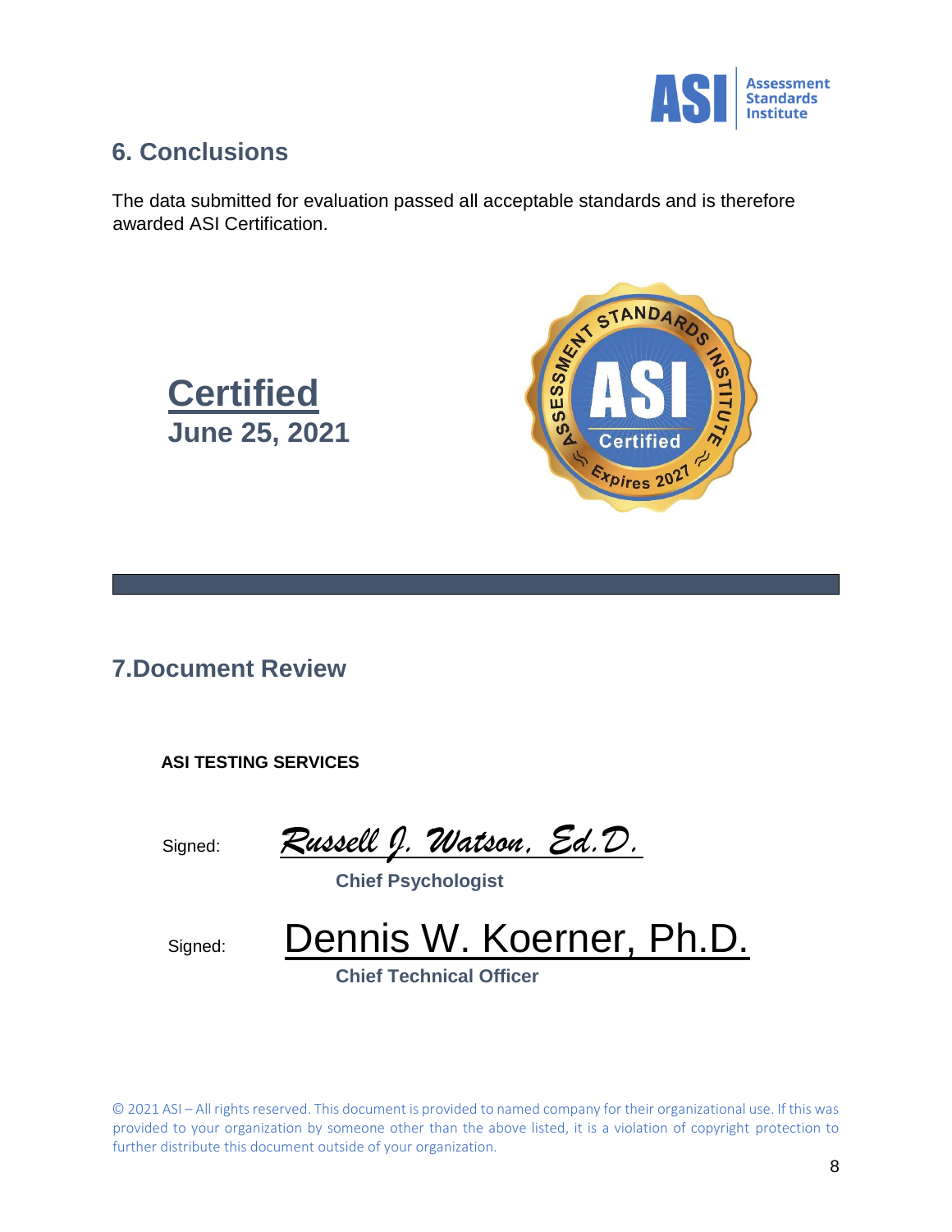## 6. Conclusions

The data submitted for evaluation passed all acceptable standards and is therefore awarded ASI Certification.

**Certified**
**June 25, 2021**

## 7. Document Review

**ASI TESTING SERVICES**

Signed: *Russell J. Watson, Ed.D.*

**Chief Psychologist**

Signed: Dennis W. Koerner, Ph.D.

**Chief Technical Officer**

© 2021 ASI – All rights reserved. This document is provided to named company for their organizational use. If this was provided to your organization by someone other than the above listed, it is a violation of copyright protection to further distribute this document outside of your organization.